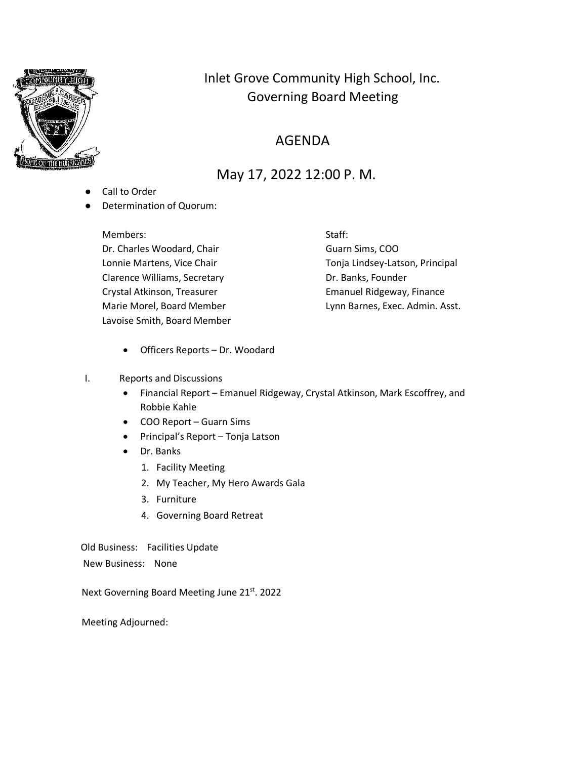# Inlet Grove Community High School, Inc.
## Governing Board Meeting

## AGENDA

### May 17, 2022 12:00 P. M.

- Call to Order
- Determination of Quorum:

| Members: | Staff: |
|---|---|
| Dr. Charles Woodard, Chair | Guarn Sims, COO |
| Lonnie Martens, Vice Chair | Tonja Lindsey-Latson, Principal |
| Clarence Williams, Secretary | Dr. Banks, Founder |
| Crystal Atkinson, Treasurer | Emanuel Ridgeway, Finance |
| Marie Morel, Board Member | Lynn Barnes, Exec. Admin. Asst. |
| Lavoise Smith, Board Member | |

- Officers Reports – Dr. Woodard

I. Reports and Discussions
- Financial Report – Emanuel Ridgeway, Crystal Atkinson, Mark Escoffrey, and Robbie Kahle
- COO Report – Guarn Sims
- Principal's Report – Tonja Latson
- Dr. Banks
  1. Facility Meeting
  2. My Teacher, My Hero Awards Gala
  3. Furniture
  4. Governing Board Retreat

Old Business: Facilities Update

New Business: None

Next Governing Board Meeting June 21st. 2022

Meeting Adjourned: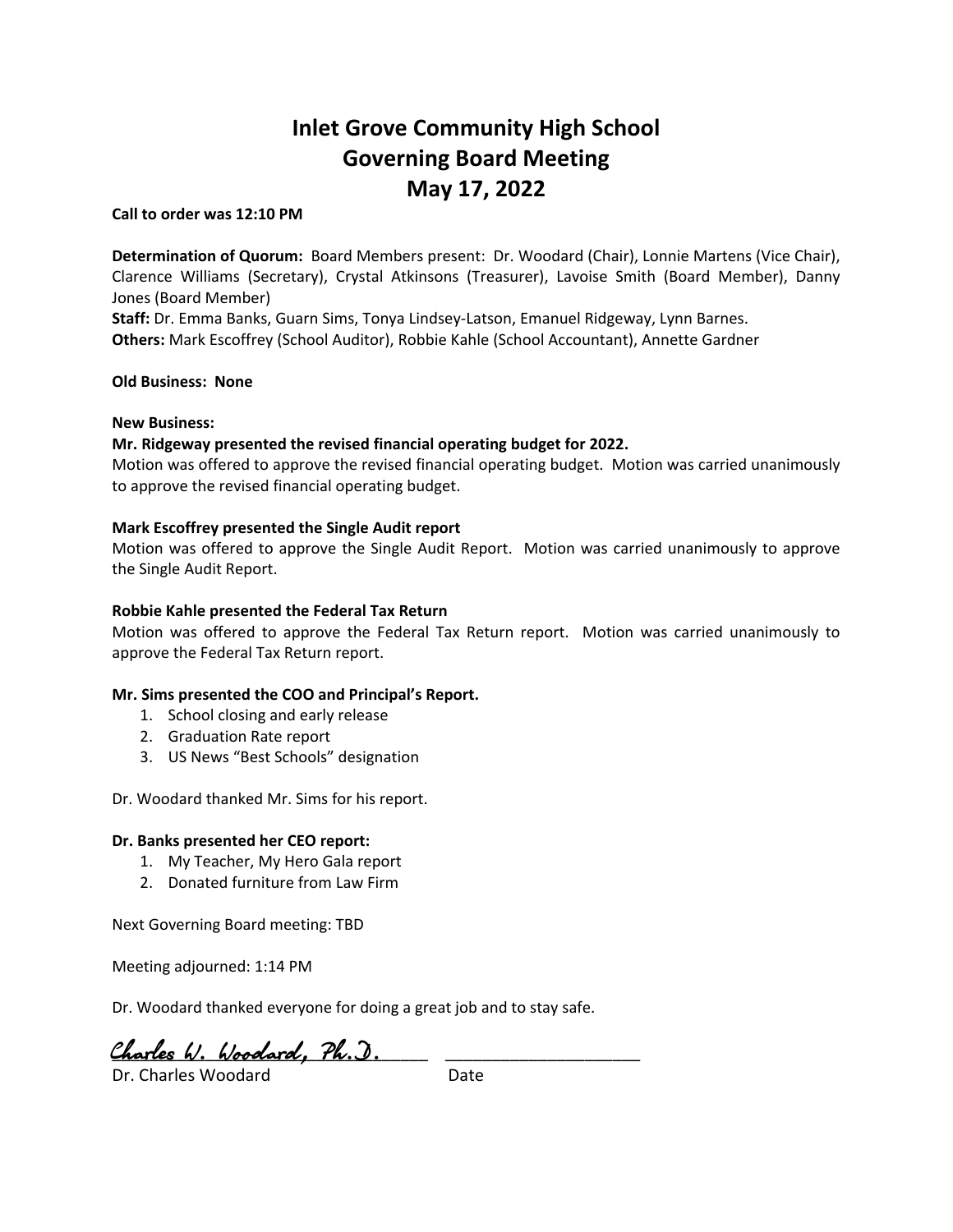# Inlet Grove Community High School
# Governing Board Meeting
# May 17, 2022

**Call to order was 12:10 PM**

**Determination of Quorum:** Board Members present: Dr. Woodard (Chair), Lonnie Martens (Vice Chair), Clarence Williams (Secretary), Crystal Atkinsons (Treasurer), Lavoise Smith (Board Member), Danny Jones (Board Member)
**Staff:** Dr. Emma Banks, Guarn Sims, Tonya Lindsey-Latson, Emanuel Ridgeway, Lynn Barnes.
**Others:** Mark Escoffrey (School Auditor), Robbie Kahle (School Accountant), Annette Gardner

**Old Business: None**

**New Business:**

**Mr. Ridgeway presented the revised financial operating budget for 2022.**
Motion was offered to approve the revised financial operating budget. Motion was carried unanimously to approve the revised financial operating budget.

**Mark Escoffrey presented the Single Audit report**
Motion was offered to approve the Single Audit Report. Motion was carried unanimously to approve the Single Audit Report.

**Robbie Kahle presented the Federal Tax Return**
Motion was offered to approve the Federal Tax Return report. Motion was carried unanimously to approve the Federal Tax Return report.

**Mr. Sims presented the COO and Principal's Report.**
1. School closing and early release
2. Graduation Rate report
3. US News "Best Schools" designation

Dr. Woodard thanked Mr. Sims for his report.

**Dr. Banks presented her CEO report:**
1. My Teacher, My Hero Gala report
2. Donated furniture from Law Firm

Next Governing Board meeting: TBD

Meeting adjourned: 1:14 PM

Dr. Woodard thanked everyone for doing a great job and to stay safe.

Charles W. Woodard, Ph.D. ____________________

Dr. Charles Woodard          Date